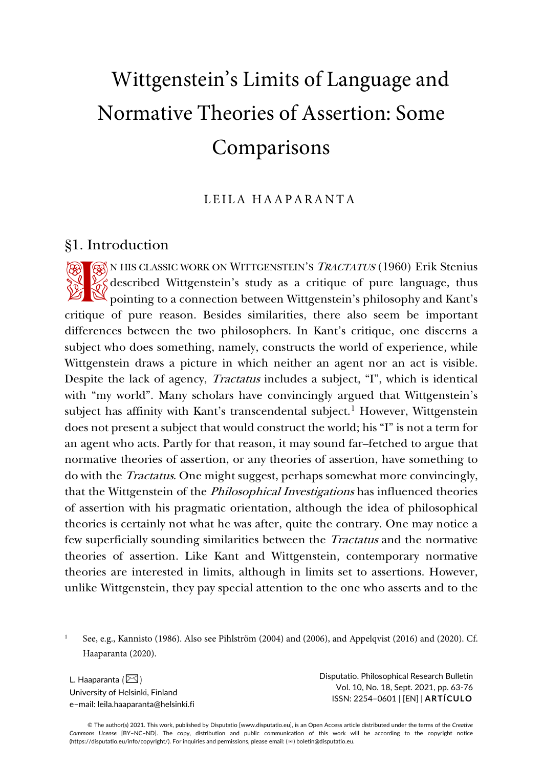# Wittgenstein's Limits of Language and Normative Theories of Assertion: Some Comparisons

LEILA HAAPARANTA

## §1. Introduction

IN HIS CLASSIC WORK ON WITTGENSTEIN'S *TRACTATUS* (1960) Erik Stenius described Wittgenstein's study as a critique of pure language, thus pointing to a connection between Wittgenstein's philosophy and Kant's critique of pure reason. Besides similarities, there also seem be important differences between the two philosophers. In Kant's critique, one discerns a subject who does something, namely, constructs the world of experience, while Wittgenstein draws a picture in which neither an agent nor an act is visible. Despite the lack of agency, *Tractatus* includes a subject, "I", which is identical with "my world". Many scholars have convincingly argued that Wittgenstein's subject has affinity with Kant's transcendental subject.[1] However, Wittgenstein does not present a subject that would construct the world; his "I" is not a term for an agent who acts. Partly for that reason, it may sound far–fetched to argue that normative theories of assertion, or any theories of assertion, have something to do with the *Tractatus*. One might suggest, perhaps somewhat more convincingly, that the Wittgenstein of the *Philosophical Investigations* has influenced theories of assertion with his pragmatic orientation, although the idea of philosophical theories is certainly not what he was after, quite the contrary. One may notice a few superficially sounding similarities between the *Tractatus* and the normative theories of assertion. Like Kant and Wittgenstein, contemporary normative theories are interested in limits, although in limits set to assertions. However, unlike Wittgenstein, they pay special attention to the one who asserts and to the

[1] See, e.g., Kannisto (1986). Also see Pihlström (2004) and (2006), and Appelqvist (2016) and (2020). Cf. Haaparanta (2020).

L. Haaparanta
University of Helsinki, Finland
e–mail: leila.haaparanta@helsinki.fi

© The author(s) 2021. This work, published by Disputatio [www.disputatio.eu], is an Open Access article distributed under the terms of the *Creative Commons License* [BY–NC–ND]. The copy, distribution and public communication of this work will be according to the copyright notice (https://disputatio.eu/info/copyright/). For inquiries and permissions, please email: boletin@disputatio.eu.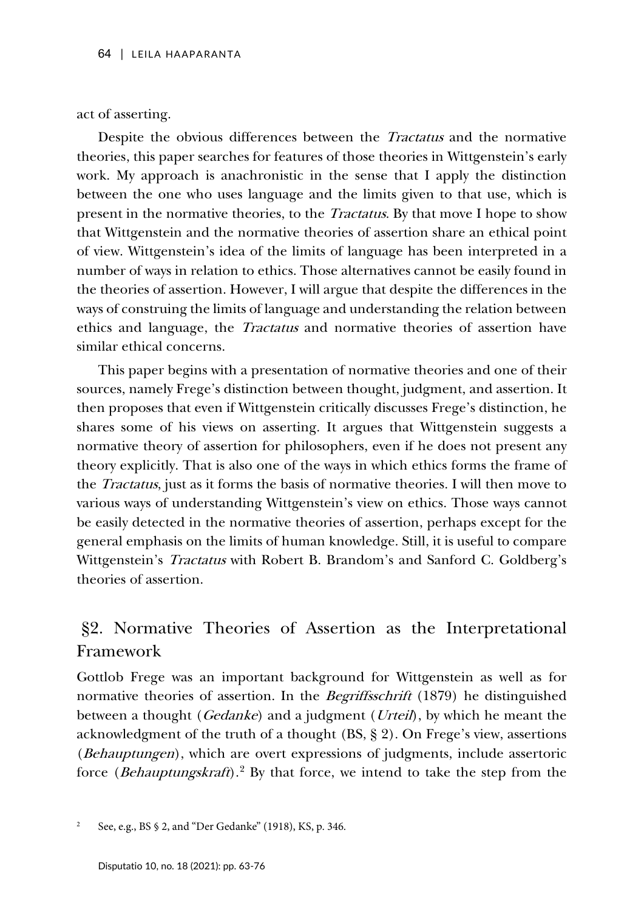act of asserting.

Despite the obvious differences between the *Tractatus* and the normative theories, this paper searches for features of those theories in Wittgenstein's early work. My approach is anachronistic in the sense that I apply the distinction between the one who uses language and the limits given to that use, which is present in the normative theories, to the *Tractatus*. By that move I hope to show that Wittgenstein and the normative theories of assertion share an ethical point of view. Wittgenstein's idea of the limits of language has been interpreted in a number of ways in relation to ethics. Those alternatives cannot be easily found in the theories of assertion. However, I will argue that despite the differences in the ways of construing the limits of language and understanding the relation between ethics and language, the *Tractatus* and normative theories of assertion have similar ethical concerns.

This paper begins with a presentation of normative theories and one of their sources, namely Frege's distinction between thought, judgment, and assertion. It then proposes that even if Wittgenstein critically discusses Frege's distinction, he shares some of his views on asserting. It argues that Wittgenstein suggests a normative theory of assertion for philosophers, even if he does not present any theory explicitly. That is also one of the ways in which ethics forms the frame of the *Tractatus*, just as it forms the basis of normative theories. I will then move to various ways of understanding Wittgenstein's view on ethics. Those ways cannot be easily detected in the normative theories of assertion, perhaps except for the general emphasis on the limits of human knowledge. Still, it is useful to compare Wittgenstein's *Tractatus* with Robert B. Brandom's and Sanford C. Goldberg's theories of assertion.

## §2. Normative Theories of Assertion as the Interpretational Framework

Gottlob Frege was an important background for Wittgenstein as well as for normative theories of assertion. In the *Begriffsschrift* (1879) he distinguished between a thought (*Gedanke*) and a judgment (*Urteil*), by which he meant the acknowledgment of the truth of a thought (BS, § 2). On Frege's view, assertions (*Behauptungen*), which are overt expressions of judgments, include assertoric force (*Behauptungskraft*).[2] By that force, we intend to take the step from the

[2] See, e.g., BS § 2, and "Der Gedanke" (1918), KS, p. 346.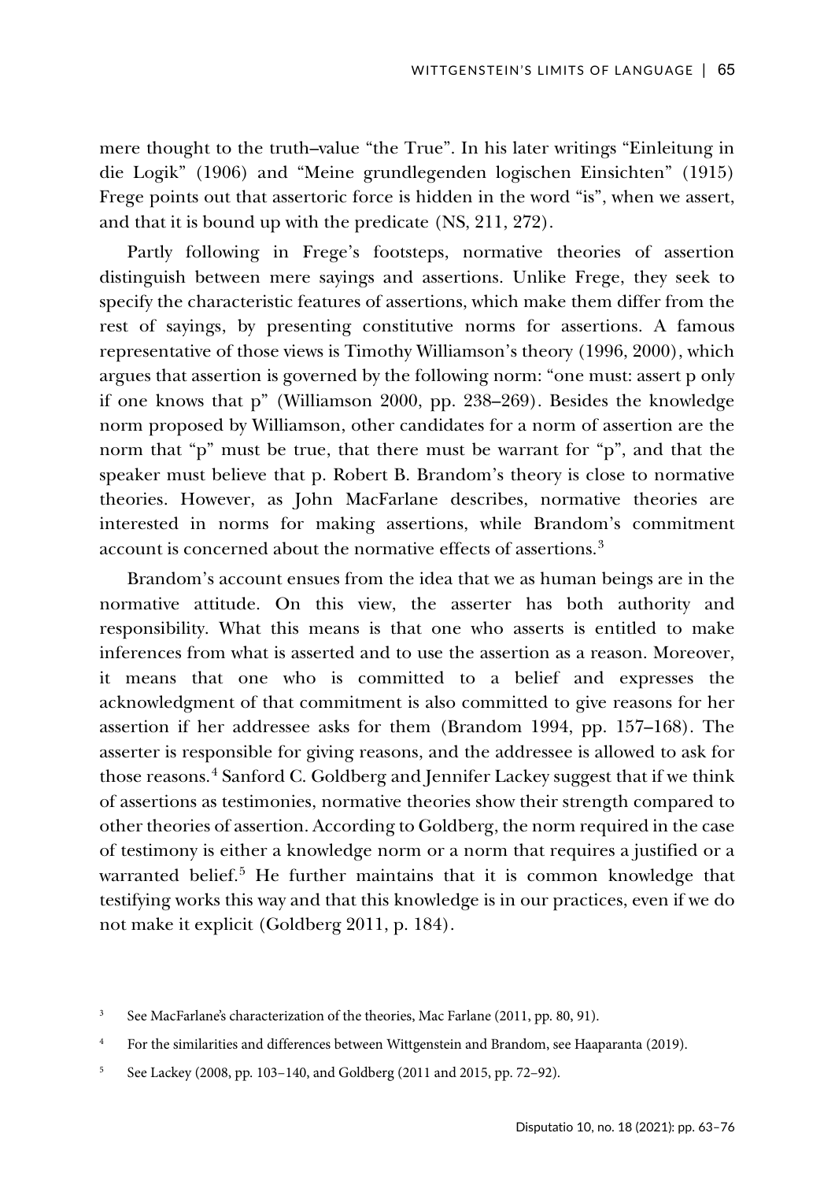mere thought to the truth–value "the True". In his later writings "Einleitung in die Logik" (1906) and "Meine grundlegenden logischen Einsichten" (1915) Frege points out that assertoric force is hidden in the word "is", when we assert, and that it is bound up with the predicate (NS, 211, 272).

Partly following in Frege's footsteps, normative theories of assertion distinguish between mere sayings and assertions. Unlike Frege, they seek to specify the characteristic features of assertions, which make them differ from the rest of sayings, by presenting constitutive norms for assertions. A famous representative of those views is Timothy Williamson's theory (1996, 2000), which argues that assertion is governed by the following norm: "one must: assert p only if one knows that p" (Williamson 2000, pp. 238–269). Besides the knowledge norm proposed by Williamson, other candidates for a norm of assertion are the norm that "p" must be true, that there must be warrant for "p", and that the speaker must believe that p. Robert B. Brandom's theory is close to normative theories. However, as John MacFarlane describes, normative theories are interested in norms for making assertions, while Brandom's commitment account is concerned about the normative effects of assertions.[3]

Brandom's account ensues from the idea that we as human beings are in the normative attitude. On this view, the asserter has both authority and responsibility. What this means is that one who asserts is entitled to make inferences from what is asserted and to use the assertion as a reason. Moreover, it means that one who is committed to a belief and expresses the acknowledgment of that commitment is also committed to give reasons for her assertion if her addressee asks for them (Brandom 1994, pp. 157–168). The asserter is responsible for giving reasons, and the addressee is allowed to ask for those reasons.[4] Sanford C. Goldberg and Jennifer Lackey suggest that if we think of assertions as testimonies, normative theories show their strength compared to other theories of assertion. According to Goldberg, the norm required in the case of testimony is either a knowledge norm or a norm that requires a justified or a warranted belief.[5] He further maintains that it is common knowledge that testifying works this way and that this knowledge is in our practices, even if we do not make it explicit (Goldberg 2011, p. 184).

---

[3] See MacFarlane's characterization of the theories, Mac Farlane (2011, pp. 80, 91).

[4] For the similarities and differences between Wittgenstein and Brandom, see Haaparanta (2019).

[5] See Lackey (2008, pp. 103–140, and Goldberg (2011 and 2015, pp. 72–92).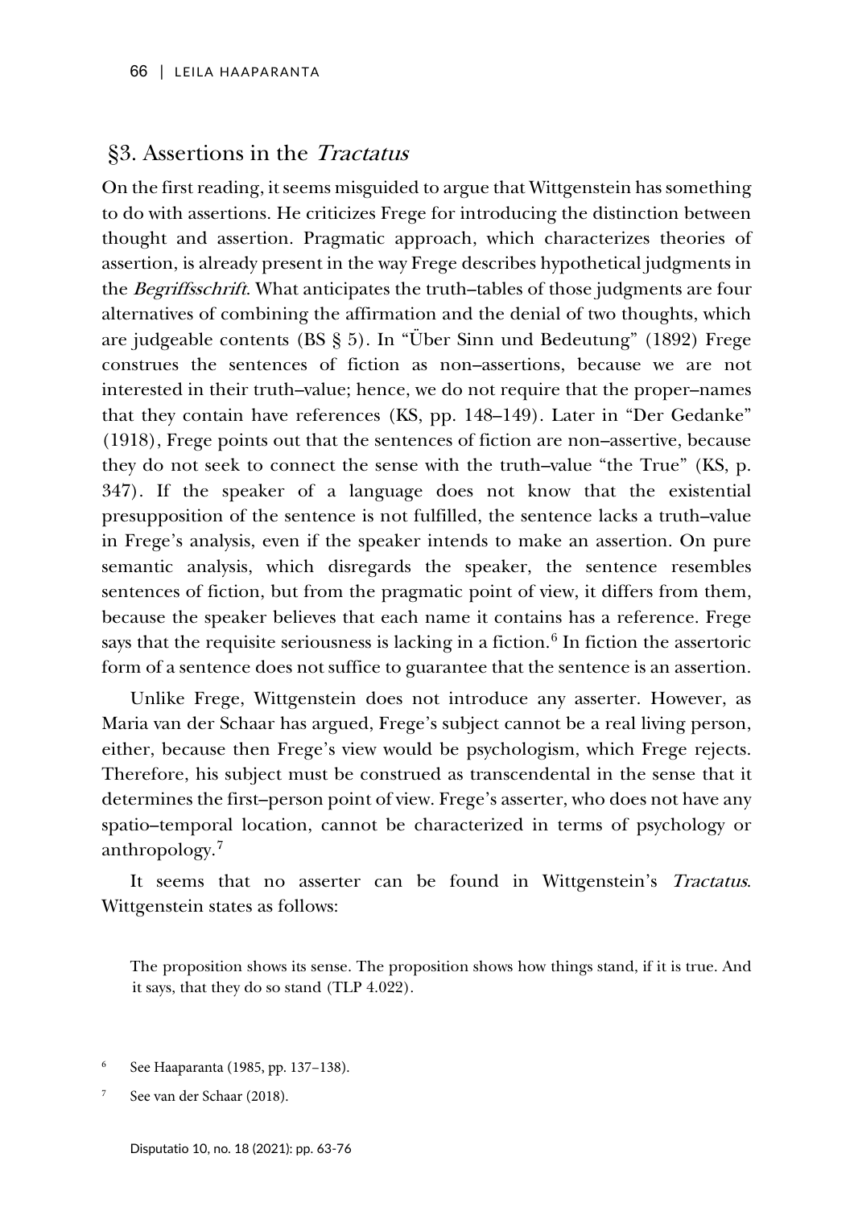## §3. Assertions in the *Tractatus*

On the first reading, it seems misguided to argue that Wittgenstein has something to do with assertions. He criticizes Frege for introducing the distinction between thought and assertion. Pragmatic approach, which characterizes theories of assertion, is already present in the way Frege describes hypothetical judgments in the *Begriffsschrift*. What anticipates the truth–tables of those judgments are four alternatives of combining the affirmation and the denial of two thoughts, which are judgeable contents (BS § 5). In "Über Sinn und Bedeutung" (1892) Frege construes the sentences of fiction as non–assertions, because we are not interested in their truth–value; hence, we do not require that the proper–names that they contain have references (KS, pp. 148–149). Later in "Der Gedanke" (1918), Frege points out that the sentences of fiction are non–assertive, because they do not seek to connect the sense with the truth–value "the True" (KS, p. 347). If the speaker of a language does not know that the existential presupposition of the sentence is not fulfilled, the sentence lacks a truth–value in Frege's analysis, even if the speaker intends to make an assertion. On pure semantic analysis, which disregards the speaker, the sentence resembles sentences of fiction, but from the pragmatic point of view, it differs from them, because the speaker believes that each name it contains has a reference. Frege says that the requisite seriousness is lacking in a fiction.[6] In fiction the assertoric form of a sentence does not suffice to guarantee that the sentence is an assertion.

Unlike Frege, Wittgenstein does not introduce any asserter. However, as Maria van der Schaar has argued, Frege's subject cannot be a real living person, either, because then Frege's view would be psychologism, which Frege rejects. Therefore, his subject must be construed as transcendental in the sense that it determines the first–person point of view. Frege's asserter, who does not have any spatio–temporal location, cannot be characterized in terms of psychology or anthropology.[7]

It seems that no asserter can be found in Wittgenstein's *Tractatus*. Wittgenstein states as follows:

> The proposition shows its sense. The proposition shows how things stand, if it is true. And it says, that they do so stand (TLP 4.022).

---

[6] See Haaparanta (1985, pp. 137–138).

[7] See van der Schaar (2018).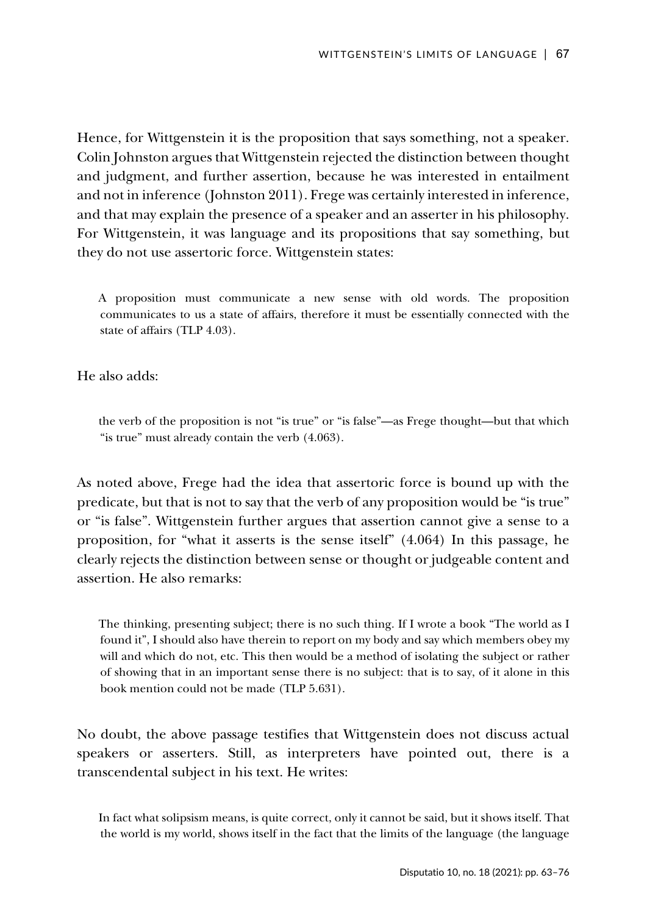Hence, for Wittgenstein it is the proposition that says something, not a speaker. Colin Johnston argues that Wittgenstein rejected the distinction between thought and judgment, and further assertion, because he was interested in entailment and not in inference (Johnston 2011). Frege was certainly interested in inference, and that may explain the presence of a speaker and an asserter in his philosophy. For Wittgenstein, it was language and its propositions that say something, but they do not use assertoric force. Wittgenstein states:

> A proposition must communicate a new sense with old words. The proposition communicates to us a state of affairs, therefore it must be essentially connected with the state of affairs (TLP 4.03).

He also adds:

> the verb of the proposition is not "is true" or "is false"—as Frege thought—but that which "is true" must already contain the verb (4.063).

As noted above, Frege had the idea that assertoric force is bound up with the predicate, but that is not to say that the verb of any proposition would be "is true" or "is false". Wittgenstein further argues that assertion cannot give a sense to a proposition, for "what it asserts is the sense itself" (4.064) In this passage, he clearly rejects the distinction between sense or thought or judgeable content and assertion. He also remarks:

> The thinking, presenting subject; there is no such thing. If I wrote a book "The world as I found it", I should also have therein to report on my body and say which members obey my will and which do not, etc. This then would be a method of isolating the subject or rather of showing that in an important sense there is no subject: that is to say, of it alone in this book mention could not be made (TLP 5.631).

No doubt, the above passage testifies that Wittgenstein does not discuss actual speakers or asserters. Still, as interpreters have pointed out, there is a transcendental subject in his text. He writes:

> In fact what solipsism means, is quite correct, only it cannot be said, but it shows itself. That the world is my world, shows itself in the fact that the limits of the language (the language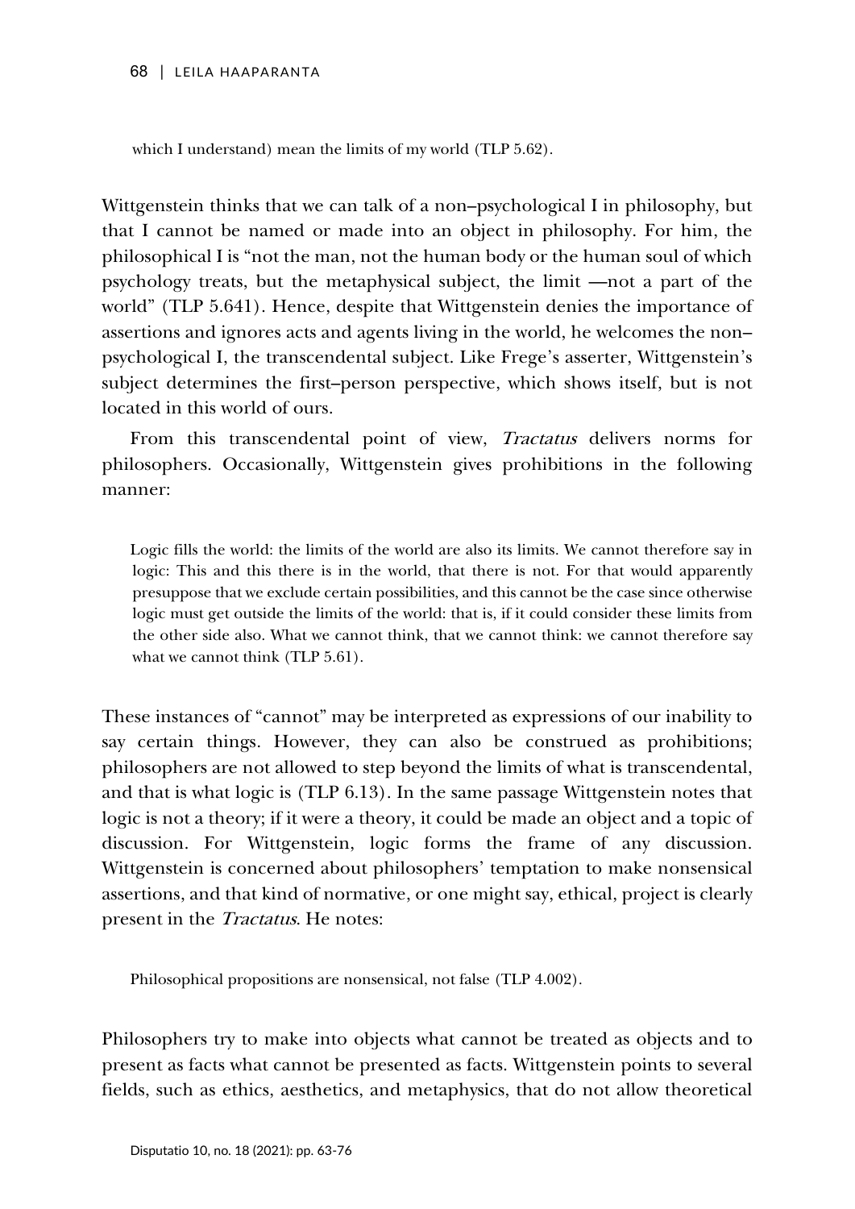which I understand) mean the limits of my world (TLP 5.62).

Wittgenstein thinks that we can talk of a non–psychological I in philosophy, but that I cannot be named or made into an object in philosophy. For him, the philosophical I is "not the man, not the human body or the human soul of which psychology treats, but the metaphysical subject, the limit —not a part of the world" (TLP 5.641). Hence, despite that Wittgenstein denies the importance of assertions and ignores acts and agents living in the world, he welcomes the non–psychological I, the transcendental subject. Like Frege's asserter, Wittgenstein's subject determines the first–person perspective, which shows itself, but is not located in this world of ours.

From this transcendental point of view, *Tractatus* delivers norms for philosophers. Occasionally, Wittgenstein gives prohibitions in the following manner:

> Logic fills the world: the limits of the world are also its limits. We cannot therefore say in logic: This and this there is in the world, that there is not. For that would apparently presuppose that we exclude certain possibilities, and this cannot be the case since otherwise logic must get outside the limits of the world: that is, if it could consider these limits from the other side also. What we cannot think, that we cannot think: we cannot therefore say what we cannot think (TLP 5.61).

These instances of "cannot" may be interpreted as expressions of our inability to say certain things. However, they can also be construed as prohibitions; philosophers are not allowed to step beyond the limits of what is transcendental, and that is what logic is (TLP 6.13). In the same passage Wittgenstein notes that logic is not a theory; if it were a theory, it could be made an object and a topic of discussion. For Wittgenstein, logic forms the frame of any discussion. Wittgenstein is concerned about philosophers' temptation to make nonsensical assertions, and that kind of normative, or one might say, ethical, project is clearly present in the *Tractatus*. He notes:

> Philosophical propositions are nonsensical, not false (TLP 4.002).

Philosophers try to make into objects what cannot be treated as objects and to present as facts what cannot be presented as facts. Wittgenstein points to several fields, such as ethics, aesthetics, and metaphysics, that do not allow theoretical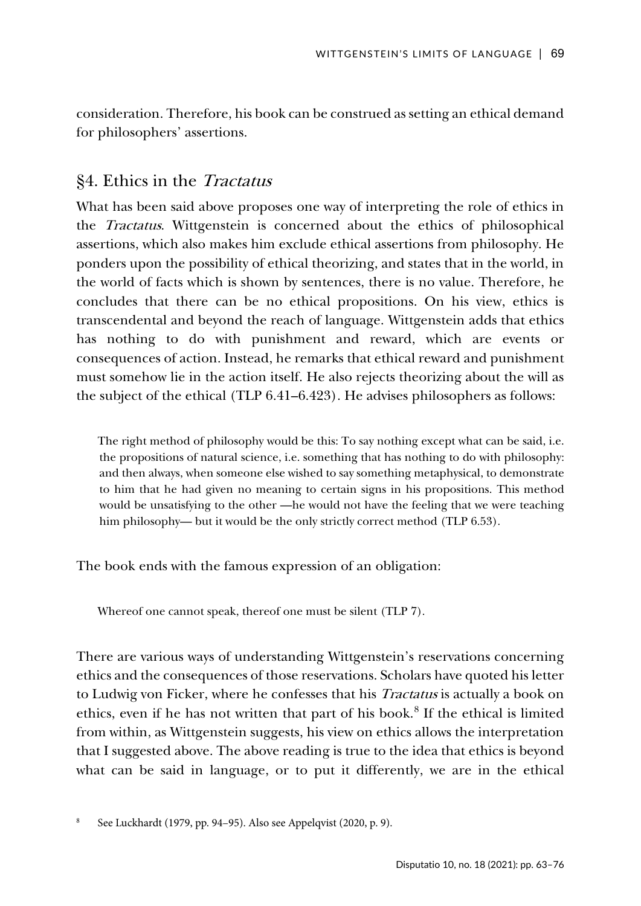consideration. Therefore, his book can be construed as setting an ethical demand for philosophers' assertions.

## §4. Ethics in the *Tractatus*

What has been said above proposes one way of interpreting the role of ethics in the *Tractatus*. Wittgenstein is concerned about the ethics of philosophical assertions, which also makes him exclude ethical assertions from philosophy. He ponders upon the possibility of ethical theorizing, and states that in the world, in the world of facts which is shown by sentences, there is no value. Therefore, he concludes that there can be no ethical propositions. On his view, ethics is transcendental and beyond the reach of language. Wittgenstein adds that ethics has nothing to do with punishment and reward, which are events or consequences of action. Instead, he remarks that ethical reward and punishment must somehow lie in the action itself. He also rejects theorizing about the will as the subject of the ethical (TLP 6.41–6.423). He advises philosophers as follows:

> The right method of philosophy would be this: To say nothing except what can be said, i.e. the propositions of natural science, i.e. something that has nothing to do with philosophy: and then always, when someone else wished to say something metaphysical, to demonstrate to him that he had given no meaning to certain signs in his propositions. This method would be unsatisfying to the other —he would not have the feeling that we were teaching him philosophy— but it would be the only strictly correct method (TLP 6.53).

The book ends with the famous expression of an obligation:

> Whereof one cannot speak, thereof one must be silent (TLP 7).

There are various ways of understanding Wittgenstein's reservations concerning ethics and the consequences of those reservations. Scholars have quoted his letter to Ludwig von Ficker, where he confesses that his *Tractatus* is actually a book on ethics, even if he has not written that part of his book.[8] If the ethical is limited from within, as Wittgenstein suggests, his view on ethics allows the interpretation that I suggested above. The above reading is true to the idea that ethics is beyond what can be said in language, or to put it differently, we are in the ethical

[8] See Luckhardt (1979, pp. 94–95). Also see Appelqvist (2020, p. 9).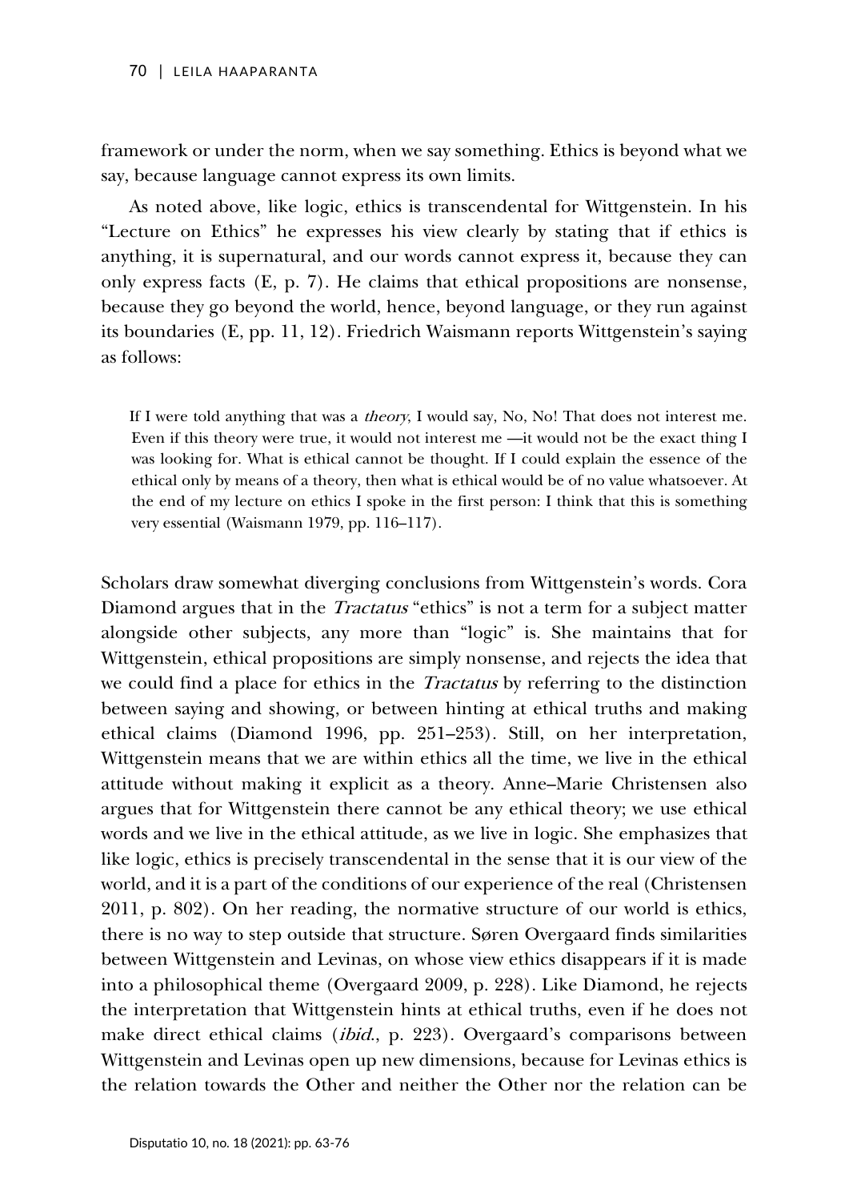framework or under the norm, when we say something. Ethics is beyond what we say, because language cannot express its own limits.

As noted above, like logic, ethics is transcendental for Wittgenstein. In his "Lecture on Ethics" he expresses his view clearly by stating that if ethics is anything, it is supernatural, and our words cannot express it, because they can only express facts (E, p. 7). He claims that ethical propositions are nonsense, because they go beyond the world, hence, beyond language, or they run against its boundaries (E, pp. 11, 12). Friedrich Waismann reports Wittgenstein's saying as follows:

> If I were told anything that was a *theory*, I would say, No, No! That does not interest me. Even if this theory were true, it would not interest me —it would not be the exact thing I was looking for. What is ethical cannot be thought. If I could explain the essence of the ethical only by means of a theory, then what is ethical would be of no value whatsoever. At the end of my lecture on ethics I spoke in the first person: I think that this is something very essential (Waismann 1979, pp. 116–117).

Scholars draw somewhat diverging conclusions from Wittgenstein's words. Cora Diamond argues that in the *Tractatus* "ethics" is not a term for a subject matter alongside other subjects, any more than "logic" is. She maintains that for Wittgenstein, ethical propositions are simply nonsense, and rejects the idea that we could find a place for ethics in the *Tractatus* by referring to the distinction between saying and showing, or between hinting at ethical truths and making ethical claims (Diamond 1996, pp. 251–253). Still, on her interpretation, Wittgenstein means that we are within ethics all the time, we live in the ethical attitude without making it explicit as a theory. Anne–Marie Christensen also argues that for Wittgenstein there cannot be any ethical theory; we use ethical words and we live in the ethical attitude, as we live in logic. She emphasizes that like logic, ethics is precisely transcendental in the sense that it is our view of the world, and it is a part of the conditions of our experience of the real (Christensen 2011, p. 802). On her reading, the normative structure of our world is ethics, there is no way to step outside that structure. Søren Overgaard finds similarities between Wittgenstein and Levinas, on whose view ethics disappears if it is made into a philosophical theme (Overgaard 2009, p. 228). Like Diamond, he rejects the interpretation that Wittgenstein hints at ethical truths, even if he does not make direct ethical claims (*ibid.*, p. 223). Overgaard's comparisons between Wittgenstein and Levinas open up new dimensions, because for Levinas ethics is the relation towards the Other and neither the Other nor the relation can be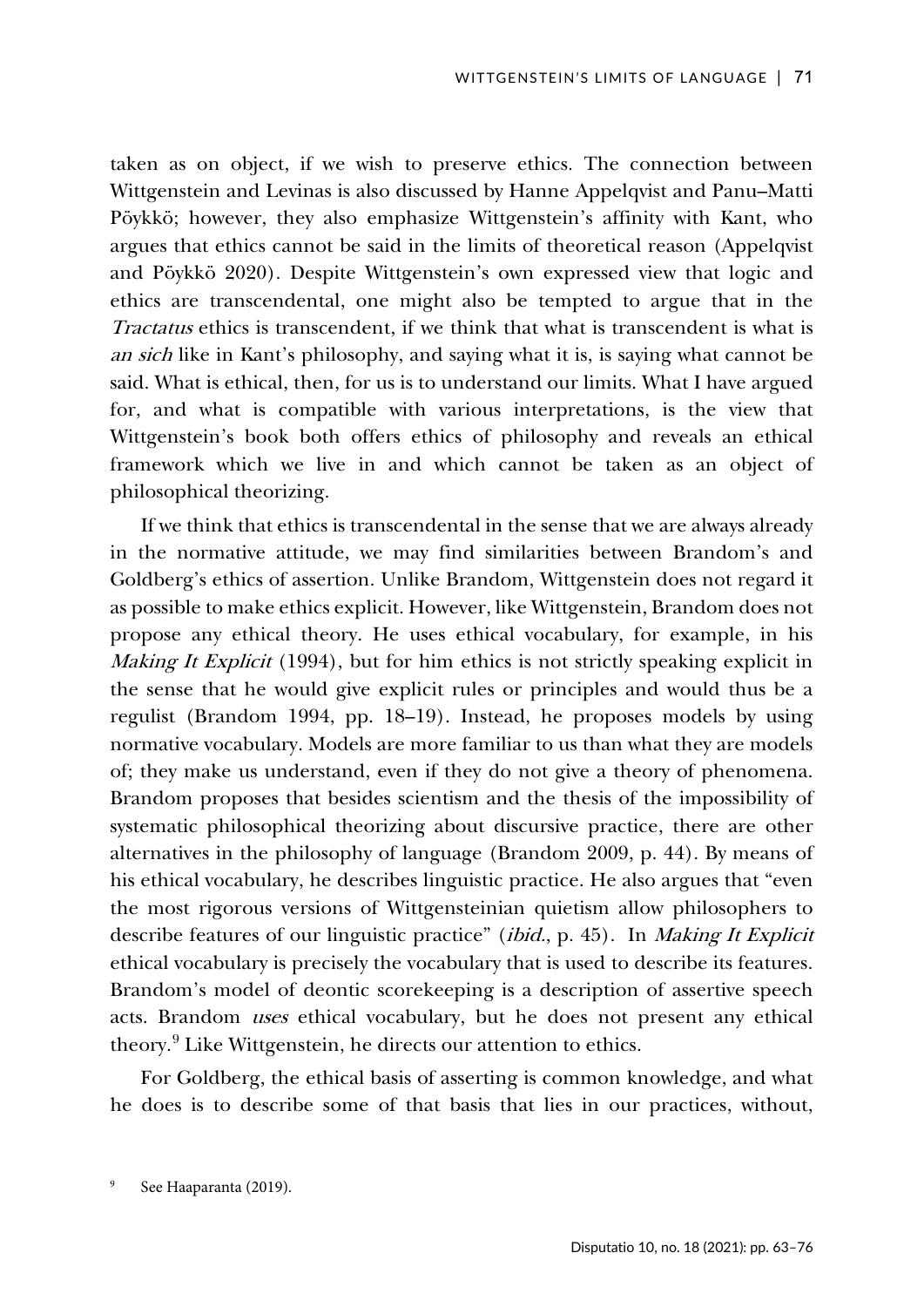taken as on object, if we wish to preserve ethics. The connection between Wittgenstein and Levinas is also discussed by Hanne Appelqvist and Panu–Matti Pöykkö; however, they also emphasize Wittgenstein's affinity with Kant, who argues that ethics cannot be said in the limits of theoretical reason (Appelqvist and Pöykkö 2020). Despite Wittgenstein's own expressed view that logic and ethics are transcendental, one might also be tempted to argue that in the *Tractatus* ethics is transcendent, if we think that what is transcendent is what is *an sich* like in Kant's philosophy, and saying what it is, is saying what cannot be said. What is ethical, then, for us is to understand our limits. What I have argued for, and what is compatible with various interpretations, is the view that Wittgenstein's book both offers ethics of philosophy and reveals an ethical framework which we live in and which cannot be taken as an object of philosophical theorizing.

If we think that ethics is transcendental in the sense that we are always already in the normative attitude, we may find similarities between Brandom's and Goldberg's ethics of assertion. Unlike Brandom, Wittgenstein does not regard it as possible to make ethics explicit. However, like Wittgenstein, Brandom does not propose any ethical theory. He uses ethical vocabulary, for example, in his *Making It Explicit* (1994), but for him ethics is not strictly speaking explicit in the sense that he would give explicit rules or principles and would thus be a regulist (Brandom 1994, pp. 18–19). Instead, he proposes models by using normative vocabulary. Models are more familiar to us than what they are models of; they make us understand, even if they do not give a theory of phenomena. Brandom proposes that besides scientism and the thesis of the impossibility of systematic philosophical theorizing about discursive practice, there are other alternatives in the philosophy of language (Brandom 2009, p. 44). By means of his ethical vocabulary, he describes linguistic practice. He also argues that "even the most rigorous versions of Wittgensteinian quietism allow philosophers to describe features of our linguistic practice" (*ibid.*, p. 45). In *Making It Explicit* ethical vocabulary is precisely the vocabulary that is used to describe its features. Brandom's model of deontic scorekeeping is a description of assertive speech acts. Brandom *uses* ethical vocabulary, but he does not present any ethical theory.[9] Like Wittgenstein, he directs our attention to ethics.

For Goldberg, the ethical basis of asserting is common knowledge, and what he does is to describe some of that basis that lies in our practices, without,

[9] See Haaparanta (2019).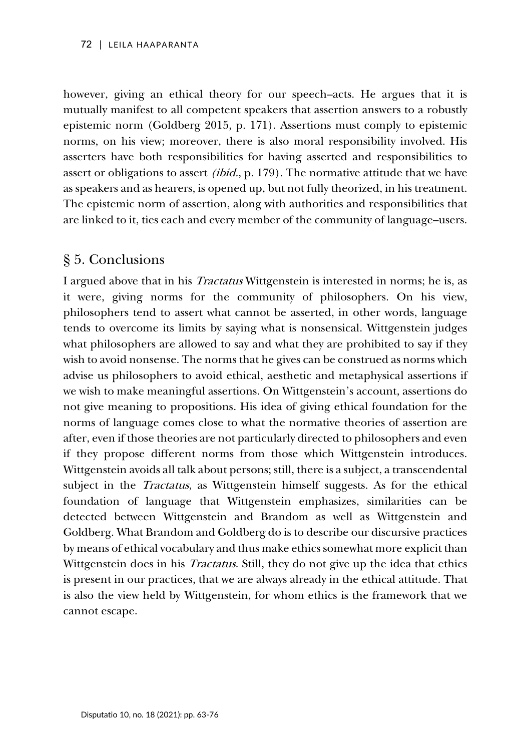however, giving an ethical theory for our speech–acts. He argues that it is mutually manifest to all competent speakers that assertion answers to a robustly epistemic norm (Goldberg 2015, p. 171). Assertions must comply to epistemic norms, on his view; moreover, there is also moral responsibility involved. His asserters have both responsibilities for having asserted and responsibilities to assert or obligations to assert *(ibid.*, p. 179). The normative attitude that we have as speakers and as hearers, is opened up, but not fully theorized, in his treatment. The epistemic norm of assertion, along with authorities and responsibilities that are linked to it, ties each and every member of the community of language–users.

## § 5. Conclusions

I argued above that in his *Tractatus* Wittgenstein is interested in norms; he is, as it were, giving norms for the community of philosophers. On his view, philosophers tend to assert what cannot be asserted, in other words, language tends to overcome its limits by saying what is nonsensical. Wittgenstein judges what philosophers are allowed to say and what they are prohibited to say if they wish to avoid nonsense. The norms that he gives can be construed as norms which advise us philosophers to avoid ethical, aesthetic and metaphysical assertions if we wish to make meaningful assertions. On Wittgenstein's account, assertions do not give meaning to propositions. His idea of giving ethical foundation for the norms of language comes close to what the normative theories of assertion are after, even if those theories are not particularly directed to philosophers and even if they propose different norms from those which Wittgenstein introduces. Wittgenstein avoids all talk about persons; still, there is a subject, a transcendental subject in the *Tractatus*, as Wittgenstein himself suggests. As for the ethical foundation of language that Wittgenstein emphasizes, similarities can be detected between Wittgenstein and Brandom as well as Wittgenstein and Goldberg. What Brandom and Goldberg do is to describe our discursive practices by means of ethical vocabulary and thus make ethics somewhat more explicit than Wittgenstein does in his *Tractatus*. Still, they do not give up the idea that ethics is present in our practices, that we are always already in the ethical attitude. That is also the view held by Wittgenstein, for whom ethics is the framework that we cannot escape.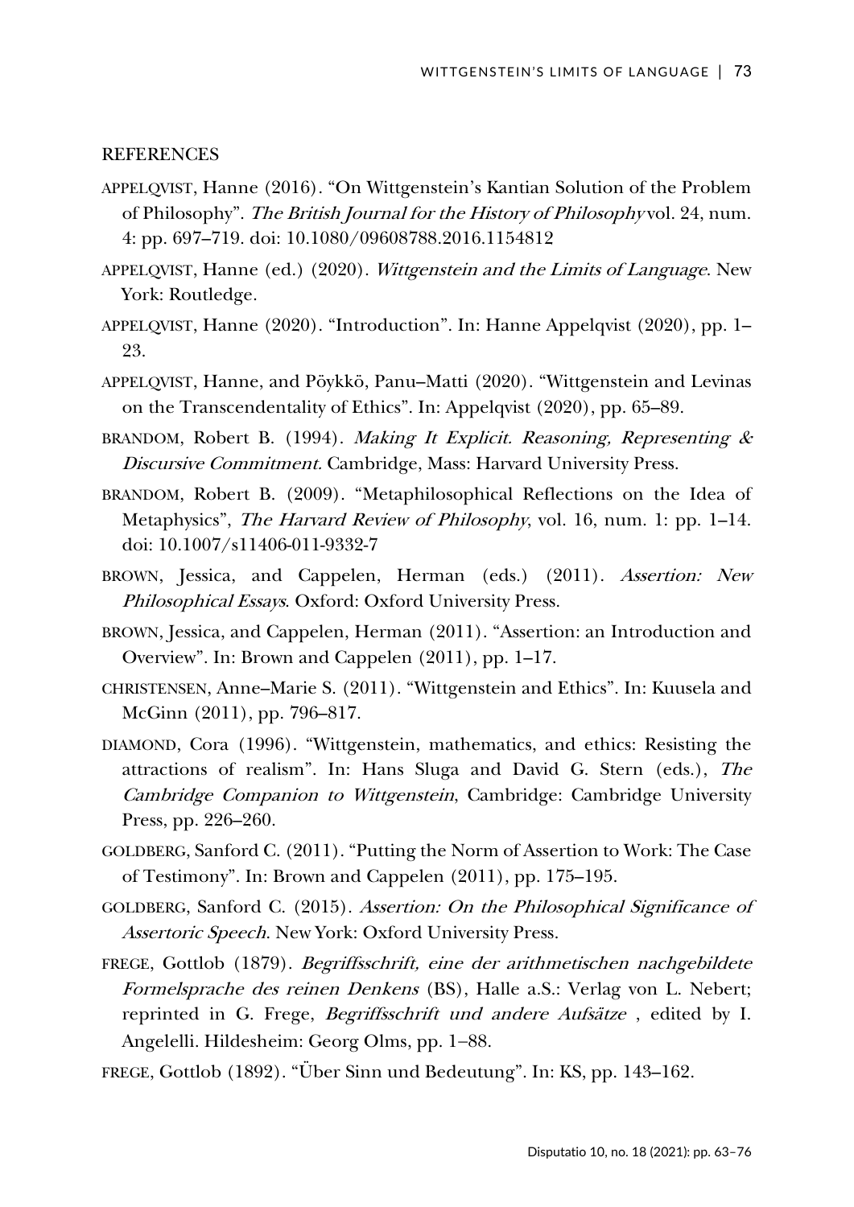## REFERENCES

APPELQVIST, Hanne (2016). "On Wittgenstein's Kantian Solution of the Problem of Philosophy". *The British Journal for the History of Philosophy* vol. 24, num. 4: pp. 697–719. doi: 10.1080/09608788.2016.1154812

APPELQVIST, Hanne (ed.) (2020). *Wittgenstein and the Limits of Language*. New York: Routledge.

APPELQVIST, Hanne (2020). "Introduction". In: Hanne Appelqvist (2020), pp. 1–23.

APPELQVIST, Hanne, and Pöykkö, Panu–Matti (2020). "Wittgenstein and Levinas on the Transcendentality of Ethics". In: Appelqvist (2020), pp. 65–89.

BRANDOM, Robert B. (1994). *Making It Explicit. Reasoning, Representing & Discursive Commitment.* Cambridge, Mass: Harvard University Press.

BRANDOM, Robert B. (2009). "Metaphilosophical Reflections on the Idea of Metaphysics", *The Harvard Review of Philosophy*, vol. 16, num. 1: pp. 1–14. doi: 10.1007/s11406-011-9332-7

BROWN, Jessica, and Cappelen, Herman (eds.) (2011). *Assertion: New Philosophical Essays*. Oxford: Oxford University Press.

BROWN, Jessica, and Cappelen, Herman (2011). "Assertion: an Introduction and Overview". In: Brown and Cappelen (2011), pp. 1–17.

CHRISTENSEN, Anne–Marie S. (2011). "Wittgenstein and Ethics". In: Kuusela and McGinn (2011), pp. 796–817.

DIAMOND, Cora (1996). "Wittgenstein, mathematics, and ethics: Resisting the attractions of realism". In: Hans Sluga and David G. Stern (eds.), *The Cambridge Companion to Wittgenstein*, Cambridge: Cambridge University Press, pp. 226–260.

GOLDBERG, Sanford C. (2011). "Putting the Norm of Assertion to Work: The Case of Testimony". In: Brown and Cappelen (2011), pp. 175–195.

GOLDBERG, Sanford C. (2015). *Assertion: On the Philosophical Significance of Assertoric Speech*. New York: Oxford University Press.

FREGE, Gottlob (1879). *Begriffsschrift, eine der arithmetischen nachgebildete Formelsprache des reinen Denkens* (BS), Halle a.S.: Verlag von L. Nebert; reprinted in G. Frege, *Begriffsschrift und andere Aufsätze* , edited by I. Angelelli. Hildesheim: Georg Olms, pp. 1–88.

FREGE, Gottlob (1892). "Über Sinn und Bedeutung". In: KS, pp. 143–162.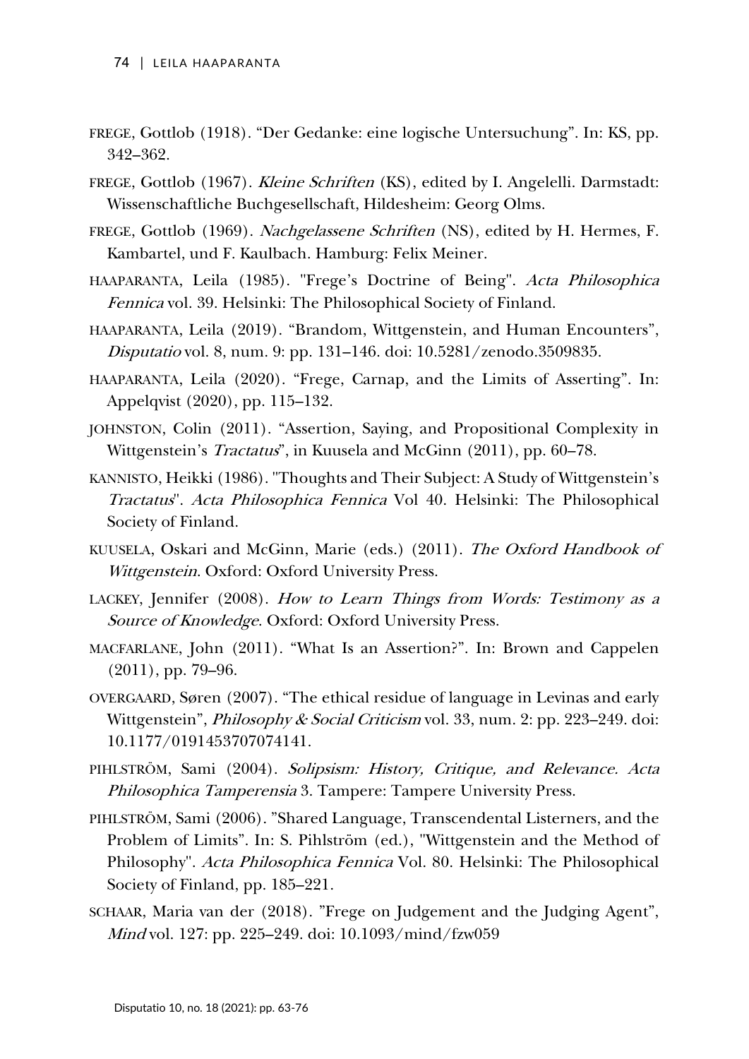FREGE, Gottlob (1918). "Der Gedanke: eine logische Untersuchung". In: KS, pp. 342–362.

FREGE, Gottlob (1967). *Kleine Schriften* (KS), edited by I. Angelelli. Darmstadt: Wissenschaftliche Buchgesellschaft, Hildesheim: Georg Olms.

FREGE, Gottlob (1969). *Nachgelassene Schriften* (NS), edited by H. Hermes, F. Kambartel, und F. Kaulbach. Hamburg: Felix Meiner.

HAAPARANTA, Leila (1985). "Frege's Doctrine of Being". *Acta Philosophica Fennica* vol. 39. Helsinki: The Philosophical Society of Finland.

HAAPARANTA, Leila (2019). "Brandom, Wittgenstein, and Human Encounters", *Disputatio* vol. 8, num. 9: pp. 131–146. doi: 10.5281/zenodo.3509835.

HAAPARANTA, Leila (2020). "Frege, Carnap, and the Limits of Asserting". In: Appelqvist (2020), pp. 115–132.

JOHNSTON, Colin (2011). "Assertion, Saying, and Propositional Complexity in Wittgenstein's *Tractatus*", in Kuusela and McGinn (2011), pp. 60–78.

KANNISTO, Heikki (1986). "Thoughts and Their Subject: A Study of Wittgenstein's *Tractatus*". *Acta Philosophica Fennica* Vol 40. Helsinki: The Philosophical Society of Finland.

KUUSELA, Oskari and McGinn, Marie (eds.) (2011). *The Oxford Handbook of Wittgenstein*. Oxford: Oxford University Press.

LACKEY, Jennifer (2008). *How to Learn Things from Words: Testimony as a Source of Knowledge*. Oxford: Oxford University Press.

MACFARLANE, John (2011). "What Is an Assertion?". In: Brown and Cappelen (2011), pp. 79–96.

OVERGAARD, Søren (2007). "The ethical residue of language in Levinas and early Wittgenstein", *Philosophy & Social Criticism* vol. 33, num. 2: pp. 223–249. doi: 10.1177/0191453707074141.

PIHLSTRÖM, Sami (2004). *Solipsism: History, Critique, and Relevance. Acta Philosophica Tamperensia* 3. Tampere: Tampere University Press.

PIHLSTRÖM, Sami (2006). "Shared Language, Transcendental Listerners, and the Problem of Limits". In: S. Pihlström (ed.), "Wittgenstein and the Method of Philosophy". *Acta Philosophica Fennica* Vol. 80. Helsinki: The Philosophical Society of Finland, pp. 185–221.

SCHAAR, Maria van der (2018). "Frege on Judgement and the Judging Agent", *Mind* vol. 127: pp. 225–249. doi: 10.1093/mind/fzw059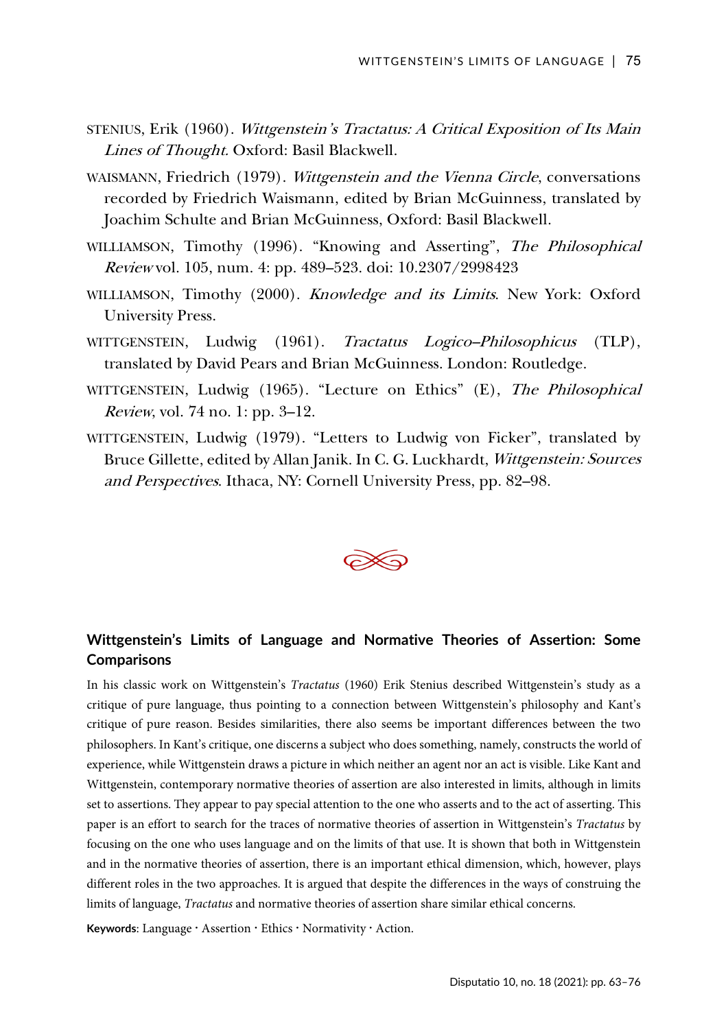STENIUS, Erik (1960). *Wittgenstein's Tractatus: A Critical Exposition of Its Main Lines of Thought.* Oxford: Basil Blackwell.

WAISMANN, Friedrich (1979). *Wittgenstein and the Vienna Circle*, conversations recorded by Friedrich Waismann, edited by Brian McGuinness, translated by Joachim Schulte and Brian McGuinness, Oxford: Basil Blackwell.

WILLIAMSON, Timothy (1996). "Knowing and Asserting", *The Philosophical Review* vol. 105, num. 4: pp. 489–523. doi: 10.2307/2998423

WILLIAMSON, Timothy (2000). *Knowledge and its Limits*. New York: Oxford University Press.

WITTGENSTEIN, Ludwig (1961). *Tractatus Logico–Philosophicus* (TLP), translated by David Pears and Brian McGuinness. London: Routledge.

WITTGENSTEIN, Ludwig (1965). "Lecture on Ethics" (E), *The Philosophical Review*, vol. 74 no. 1: pp. 3–12.

WITTGENSTEIN, Ludwig (1979). "Letters to Ludwig von Ficker", translated by Bruce Gillette, edited by Allan Janik. In C. G. Luckhardt, *Wittgenstein: Sources and Perspectives*. Ithaca, NY: Cornell University Press, pp. 82–98.

## Wittgenstein's Limits of Language and Normative Theories of Assertion: Some Comparisons

In his classic work on Wittgenstein's *Tractatus* (1960) Erik Stenius described Wittgenstein's study as a critique of pure language, thus pointing to a connection between Wittgenstein's philosophy and Kant's critique of pure reason. Besides similarities, there also seems be important differences between the two philosophers. In Kant's critique, one discerns a subject who does something, namely, constructs the world of experience, while Wittgenstein draws a picture in which neither an agent nor an act is visible. Like Kant and Wittgenstein, contemporary normative theories of assertion are also interested in limits, although in limits set to assertions. They appear to pay special attention to the one who asserts and to the act of asserting. This paper is an effort to search for the traces of normative theories of assertion in Wittgenstein's *Tractatus* by focusing on the one who uses language and on the limits of that use. It is shown that both in Wittgenstein and in the normative theories of assertion, there is an important ethical dimension, which, however, plays different roles in the two approaches. It is argued that despite the differences in the ways of construing the limits of language, *Tractatus* and normative theories of assertion share similar ethical concerns.

**Keywords**: Language · Assertion · Ethics · Normativity · Action.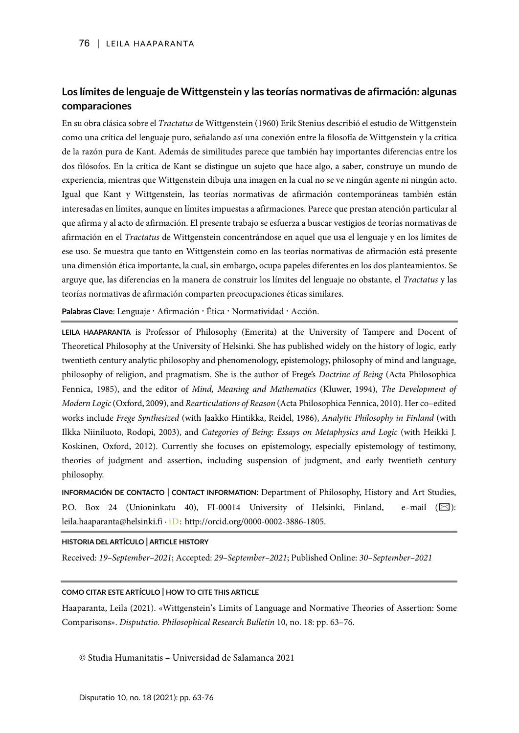## Los límites de lenguaje de Wittgenstein y las teorías normativas de afirmación: algunas comparaciones

En su obra clásica sobre el *Tractatus* de Wittgenstein (1960) Erik Stenius describió el estudio de Wittgenstein como una crítica del lenguaje puro, señalando así una conexión entre la filosofía de Wittgenstein y la crítica de la razón pura de Kant. Además de similitudes parece que también hay importantes diferencias entre los dos filósofos. En la crítica de Kant se distingue un sujeto que hace algo, a saber, construye un mundo de experiencia, mientras que Wittgenstein dibuja una imagen en la cual no se ve ningún agente ni ningún acto. Igual que Kant y Wittgenstein, las teorías normativas de afirmación contemporáneas también están interesadas en límites, aunque en límites impuestas a afirmaciones. Parece que prestan atención particular al que afirma y al acto de afirmación. El presente trabajo se esfuerza a buscar vestigios de teorías normativas de afirmación en el *Tractatus* de Wittgenstein concentrándose en aquel que usa el lenguaje y en los límites de ese uso. Se muestra que tanto en Wittgenstein como en las teorías normativas de afirmación está presente una dimensión ética importante, la cual, sin embargo, ocupa papeles diferentes en los dos planteamientos. Se arguye que, las diferencias en la manera de construir los límites del lenguaje no obstante, el *Tractatus* y las teorías normativas de afirmación comparten preocupaciones éticas similares.

**Palabras Clave**: Lenguaje · Afirmación · Ética · Normatividad · Acción.

---

**LEILA HAAPARANTA** is Professor of Philosophy (Emerita) at the University of Tampere and Docent of Theoretical Philosophy at the University of Helsinki. She has published widely on the history of logic, early twentieth century analytic philosophy and phenomenology, epistemology, philosophy of mind and language, philosophy of religion, and pragmatism. She is the author of Frege's *Doctrine of Being* (Acta Philosophica Fennica, 1985), and the editor of *Mind, Meaning and Mathematics* (Kluwer, 1994), *The Development of Modern Logic* (Oxford, 2009), and *Rearticulations of Reason* (Acta Philosophica Fennica, 2010). Her co–edited works include *Frege Synthesized* (with Jaakko Hintikka, Reidel, 1986), *Analytic Philosophy in Finland* (with Ilkka Niiniluoto, Rodopi, 2003), and *Categories of Being: Essays on Metaphysics and Logic* (with Heikki J. Koskinen, Oxford, 2012). Currently she focuses on epistemology, especially epistemology of testimony, theories of judgment and assertion, including suspension of judgment, and early twentieth century philosophy.

**INFORMACIÓN DE CONTACTO | CONTACT INFORMATION**: Department of Philosophy, History and Art Studies, P.O. Box 24 (Unioninkatu 40), FI-00014 University of Helsinki, Finland, e–mail (✉): leila.haaparanta@helsinki.fi · iD: http://orcid.org/0000-0002-3886-1805.

---

**HISTORIA DEL ARTÍCULO | ARTICLE HISTORY**

Received: *19–September–2021*; Accepted: *29–September–2021*; Published Online: *30–September–2021*

---

**COMO CITAR ESTE ARTÍCULO | HOW TO CITE THIS ARTICLE**

Haaparanta, Leila (2021). «Wittgenstein's Limits of Language and Normative Theories of Assertion: Some Comparisons». *Disputatio. Philosophical Research Bulletin* 10, no. 18: pp. 63–76.

© Studia Humanitatis – Universidad de Salamanca 2021